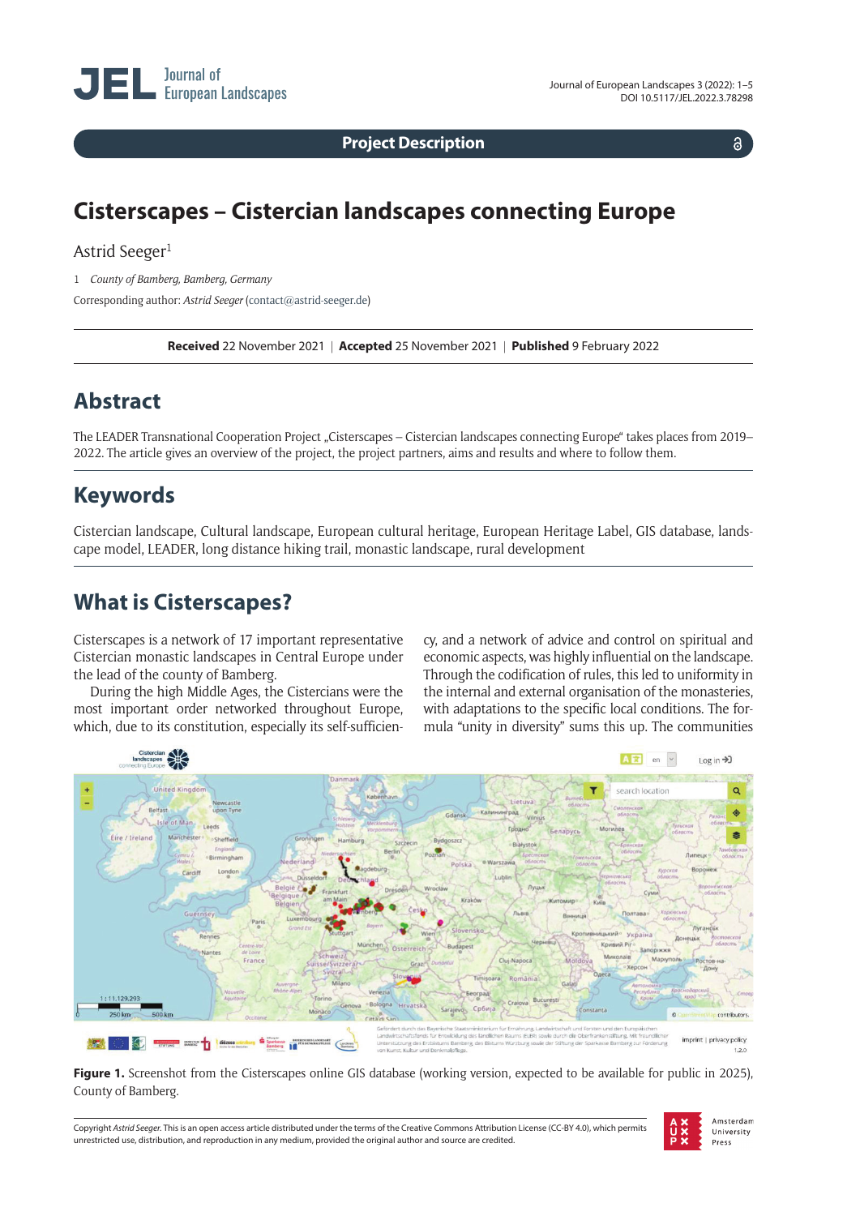Project Description

# Cisterscapes – Cistercian landscapes connecting Europe

Astrid Seeger[1]

1 *County of Bamberg, Bamberg, Germany*

Corresponding author: *Astrid Seeger* (contact@astrid-seeger.de)

**Received** 22 November 2021 | **Accepted** 25 November 2021 | **Published** 9 February 2022

## Abstract

The LEADER Transnational Cooperation Project „Cisterscapes – Cistercian landscapes connecting Europe" takes places from 2019–2022. The article gives an overview of the project, the project partners, aims and results and where to follow them.

## Keywords

Cistercian landscape, Cultural landscape, European cultural heritage, European Heritage Label, GIS database, landscape model, LEADER, long distance hiking trail, monastic landscape, rural development

## What is Cisterscapes?

Cisterscapes is a network of 17 important representative Cistercian monastic landscapes in Central Europe under the lead of the county of Bamberg.

During the high Middle Ages, the Cistercians were the most important order networked throughout Europe, which, due to its constitution, especially its self-sufficiency, and a network of advice and control on spiritual and economic aspects, was highly influential on the landscape. Through the codification of rules, this led to uniformity in the internal and external organisation of the monasteries, with adaptations to the specific local conditions. The formula "unity in diversity" sums this up. The communities

**Figure 1.** Screenshot from the Cisterscapes online GIS database (working version, expected to be available for public in 2025), County of Bamberg.

Copyright *Astrid Seeger*. This is an open access article distributed under the terms of the Creative Commons Attribution License (CC-BY 4.0), which permits unrestricted use, distribution, and reproduction in any medium, provided the original author and source are credited.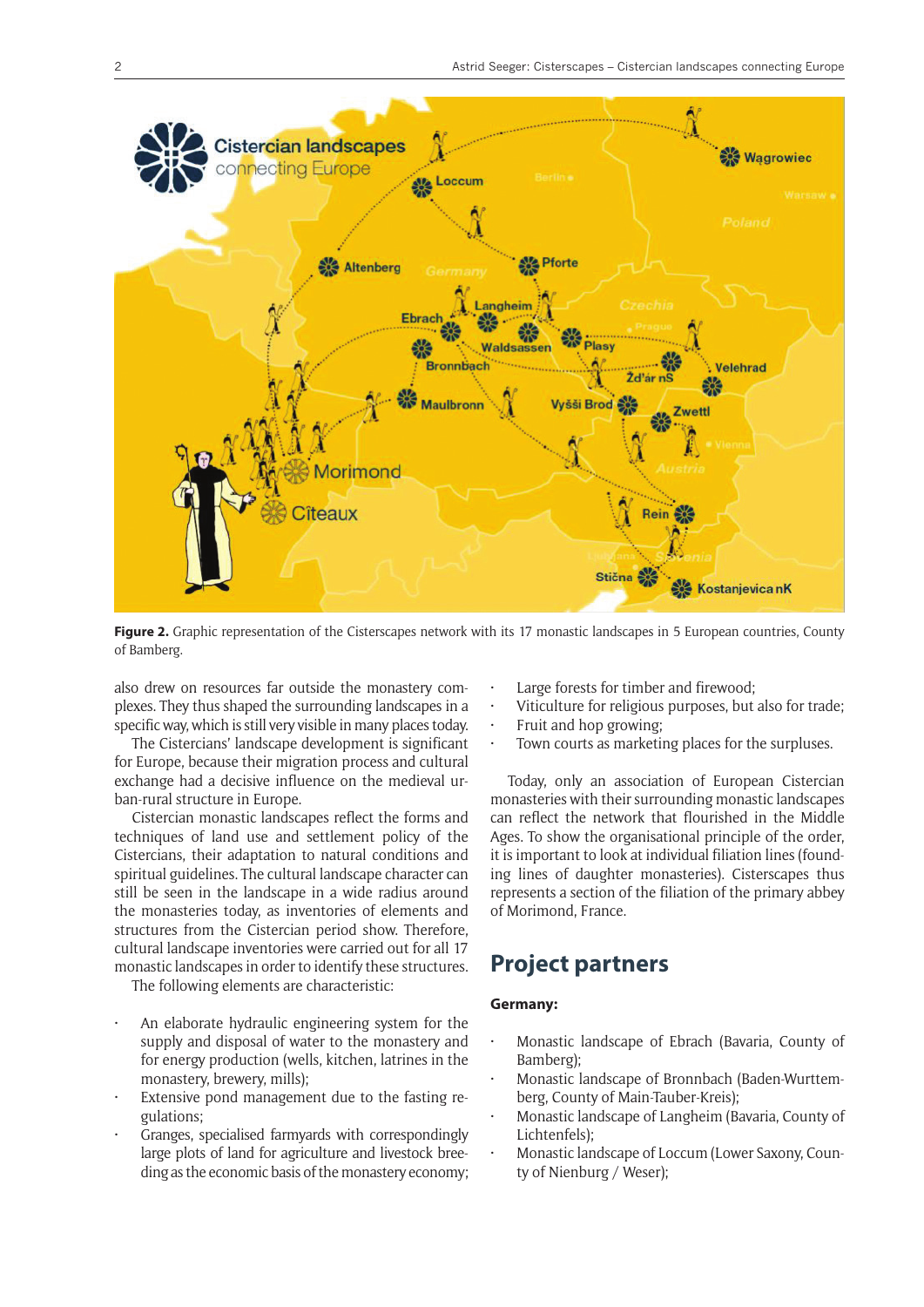**Figure 2.** Graphic representation of the Cisterscapes network with its 17 monastic landscapes in 5 European countries, County of Bamberg.

also drew on resources far outside the monastery complexes. They thus shaped the surrounding landscapes in a specific way, which is still very visible in many places today.

The Cistercians' landscape development is significant for Europe, because their migration process and cultural exchange had a decisive influence on the medieval urban-rural structure in Europe.

Cistercian monastic landscapes reflect the forms and techniques of land use and settlement policy of the Cistercians, their adaptation to natural conditions and spiritual guidelines. The cultural landscape character can still be seen in the landscape in a wide radius around the monasteries today, as inventories of elements and structures from the Cistercian period show. Therefore, cultural landscape inventories were carried out for all 17 monastic landscapes in order to identify these structures.

The following elements are characteristic:

- An elaborate hydraulic engineering system for the supply and disposal of water to the monastery and for energy production (wells, kitchen, latrines in the monastery, brewery, mills);
- Extensive pond management due to the fasting regulations;
- Granges, specialised farmyards with correspondingly large plots of land for agriculture and livestock breeding as the economic basis of the monastery economy;
- Large forests for timber and firewood;
- Viticulture for religious purposes, but also for trade;
- Fruit and hop growing;
- Town courts as marketing places for the surpluses.

Today, only an association of European Cistercian monasteries with their surrounding monastic landscapes can reflect the network that flourished in the Middle Ages. To show the organisational principle of the order, it is important to look at individual filiation lines (founding lines of daughter monasteries). Cisterscapes thus represents a section of the filiation of the primary abbey of Morimond, France.

## Project partners

**Germany:**

- Monastic landscape of Ebrach (Bavaria, County of Bamberg);
- Monastic landscape of Bronnbach (Baden-Wurttemberg, County of Main-Tauber-Kreis);
- Monastic landscape of Langheim (Bavaria, County of Lichtenfels);
- Monastic landscape of Loccum (Lower Saxony, County of Nienburg / Weser);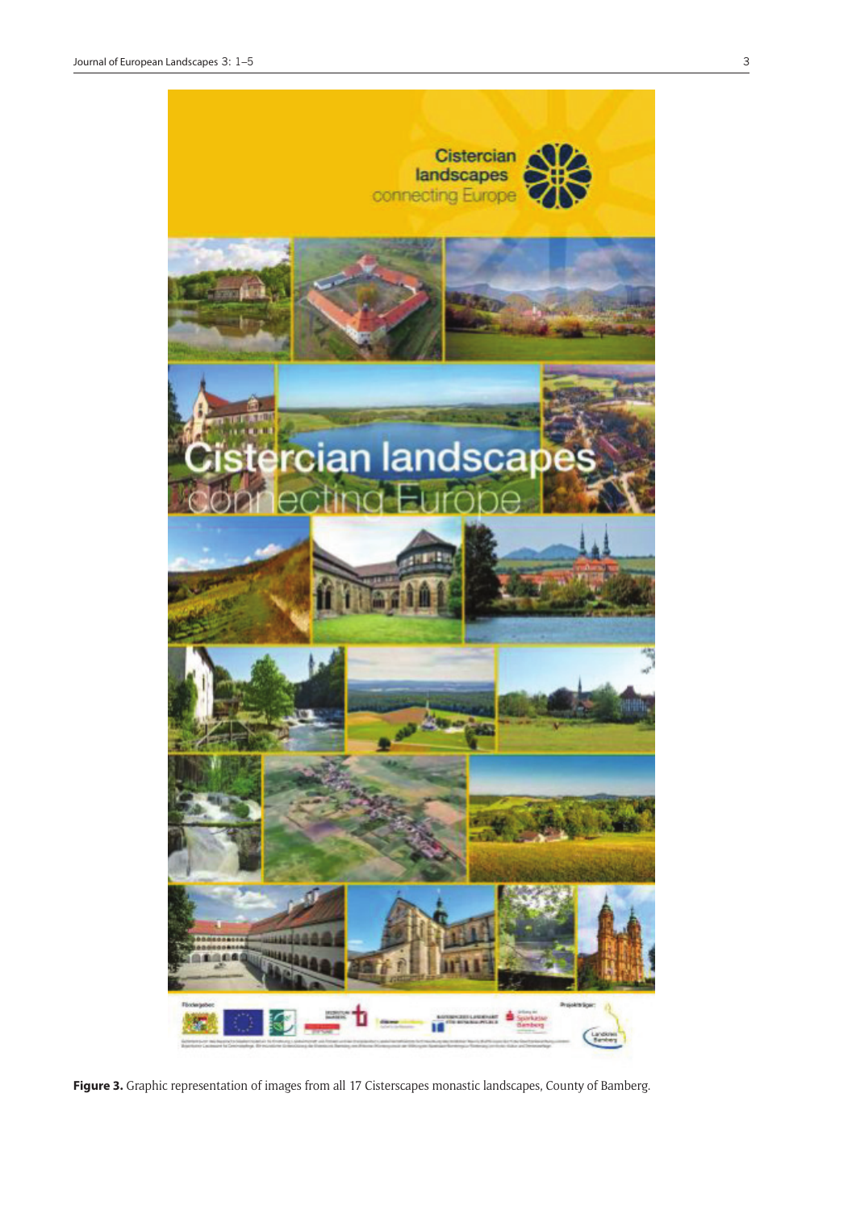**Figure 3.** Graphic representation of images from all 17 Cisterscapes monastic landscapes, County of Bamberg.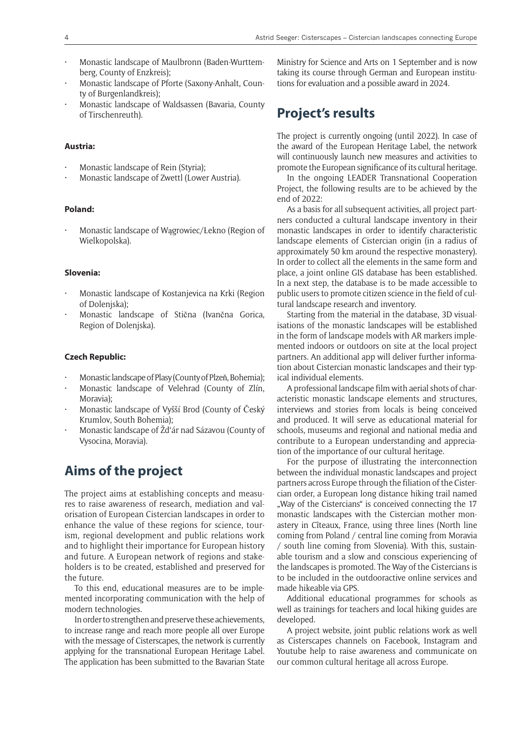- Monastic landscape of Maulbronn (Baden-Wurttemberg, County of Enzkreis);
- Monastic landscape of Pforte (Saxony-Anhalt, County of Burgenlandkreis);
- Monastic landscape of Waldsassen (Bavaria, County of Tirschenreuth).

**Austria:**

- Monastic landscape of Rein (Styria);
- Monastic landscape of Zwettl (Lower Austria).

**Poland:**

- Monastic landscape of Wągrowiec/Łekno (Region of Wielkopolska).

**Slovenia:**

- Monastic landscape of Kostanjevica na Krki (Region of Dolenjska);
- Monastic landscape of Stična (Ivančna Gorica, Region of Dolenjska).

**Czech Republic:**

- Monastic landscape of Plasy (County of Plzeň, Bohemia);
- Monastic landscape of Velehrad (County of Zlín, Moravia);
- Monastic landscape of Vyšší Brod (County of Český Krumlov, South Bohemia);
- Monastic landscape of Žd'ár nad Sázavou (County of Vysocina, Moravia).

## Aims of the project

The project aims at establishing concepts and measures to raise awareness of research, mediation and valorisation of European Cistercian landscapes in order to enhance the value of these regions for science, tourism, regional development and public relations work and to highlight their importance for European history and future. A European network of regions and stakeholders is to be created, established and preserved for the future.

To this end, educational measures are to be implemented incorporating communication with the help of modern technologies.

In order to strengthen and preserve these achievements, to increase range and reach more people all over Europe with the message of Cisterscapes, the network is currently applying for the transnational European Heritage Label. The application has been submitted to the Bavarian State Ministry for Science and Arts on 1 September and is now taking its course through German and European institutions for evaluation and a possible award in 2024.

## Project's results

The project is currently ongoing (until 2022). In case of the award of the European Heritage Label, the network will continuously launch new measures and activities to promote the European significance of its cultural heritage.

In the ongoing LEADER Transnational Cooperation Project, the following results are to be achieved by the end of 2022:

As a basis for all subsequent activities, all project partners conducted a cultural landscape inventory in their monastic landscapes in order to identify characteristic landscape elements of Cistercian origin (in a radius of approximately 50 km around the respective monastery). In order to collect all the elements in the same form and place, a joint online GIS database has been established. In a next step, the database is to be made accessible to public users to promote citizen science in the field of cultural landscape research and inventory.

Starting from the material in the database, 3D visualisations of the monastic landscapes will be established in the form of landscape models with AR markers implemented indoors or outdoors on site at the local project partners. An additional app will deliver further information about Cistercian monastic landscapes and their typical individual elements.

A professional landscape film with aerial shots of characteristic monastic landscape elements and structures, interviews and stories from locals is being conceived and produced. It will serve as educational material for schools, museums and regional and national media and contribute to a European understanding and appreciation of the importance of our cultural heritage.

For the purpose of illustrating the interconnection between the individual monastic landscapes and project partners across Europe through the filiation of the Cistercian order, a European long distance hiking trail named „Way of the Cistercians" is conceived connecting the 17 monastic landscapes with the Cistercian mother monastery in Cîteaux, France, using three lines (North line coming from Poland / central line coming from Moravia / south line coming from Slovenia). With this, sustainable tourism and a slow and conscious experiencing of the landscapes is promoted. The Way of the Cistercians is to be included in the outdooractive online services and made hikeable via GPS.

Additional educational programmes for schools as well as trainings for teachers and local hiking guides are developed.

A project website, joint public relations work as well as Cisterscapes channels on Facebook, Instagram and Youtube help to raise awareness and communicate on our common cultural heritage all across Europe.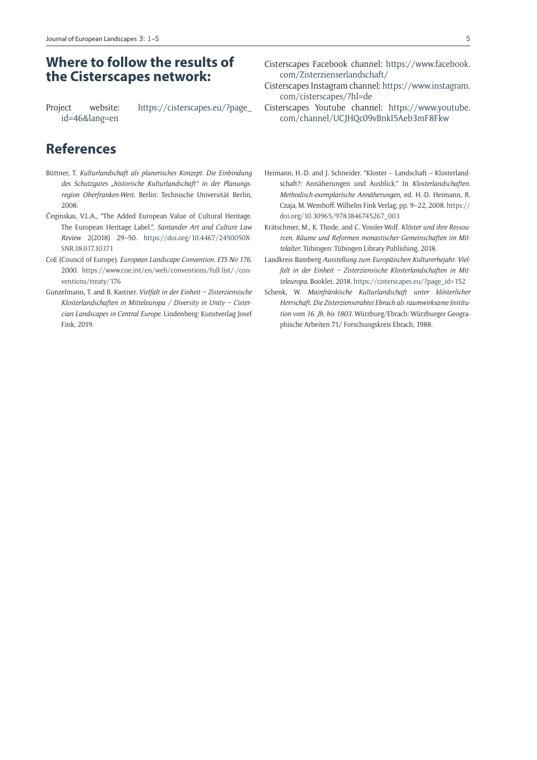## Where to follow the results of the Cisterscapes network:

Project website: https://cisterscapes.eu/?page_id=46&lang=en

Cisterscapes Facebook channel: https://www.facebook.com/Zisterzienserlandschaft/

Cisterscapes Instagram channel: https://www.instagram.com/cisterscapes/?hl=de

Cisterscapes Youtube channel: https://www.youtube.com/channel/UCJHQc09vBnkI5Aeb3mF8Fkw

## References

Büttner, T. *Kulturlandschaft als planerisches Konzept. Die Einbindung des Schutzgutes „historische Kulturlandschaft" in der Planungsregion Oberfranken-West.* Berlin: Technische Universität Berlin, 2008.

Čeginskas, V.L.A., "The Added European Value of Cultural Heritage. The European Heritage Label.", *Santander Art and Culture Law Review* 2(2018) 29–50. https://doi.org/10.4467/2450050XSNR.18.017.10371

CoE (Council of Europe). *European Landscape Convention. ETS No 176.* 2000. https://www.coe.int/en/web/conventions/full-list/-/conventions/treaty/176

Gunzelmann, T. and B. Kastner. *Vielfalt in der Einheit – Zisterziensische Klosterlandschaften in Mitteleuropa / Diversity in Unity – Cistercian Landscapes in Central Europe.* Lindenberg: Kunstverlag Josef Fink, 2019.

Heimann, H.-D. and J. Schneider. "Kloster – Landschaft – Klosterlandschaft?: Annäherungen und Ausblick." In *Klosterlandschaften. Methodisch-exemplarische Annäherungen*, ed. H.-D. Heimann, R. Czaja, M. Wemhoff. Wilhelm Fink Verlag, pp. 9–22, 2008. https://doi.org/10.30965/9783846745267_003

Krätschmer, M., K. Thode, and C. Vossler-Wolf. *Klöster und ihre Ressourcen. Räume und Reformen monastischer Gemeinschaften im Mittelalter.* Tübingen: Tübingen Library Publishing, 2018.

Landkreis Bamberg *Ausstellung zum Europäischen Kulturerbejahr. Vielfalt in der Einheit – Zisterziensische Klosterlandschaften in Mitteleuropa.* Booklet. 2018. https://cisterscapes.eu/?page_id=152

Schenk, W. *Mainfränkische Kulturlandschaft unter klösterlicher Herrschaft. Die Zisterzienserabtei Ebrach als raumwirksame Institution vom 16. Jh. bis 1803.* Würzburg/Ebrach: Würzburger Geographische Arbeiten 71/ Forschungskreis Ebrach, 1988.